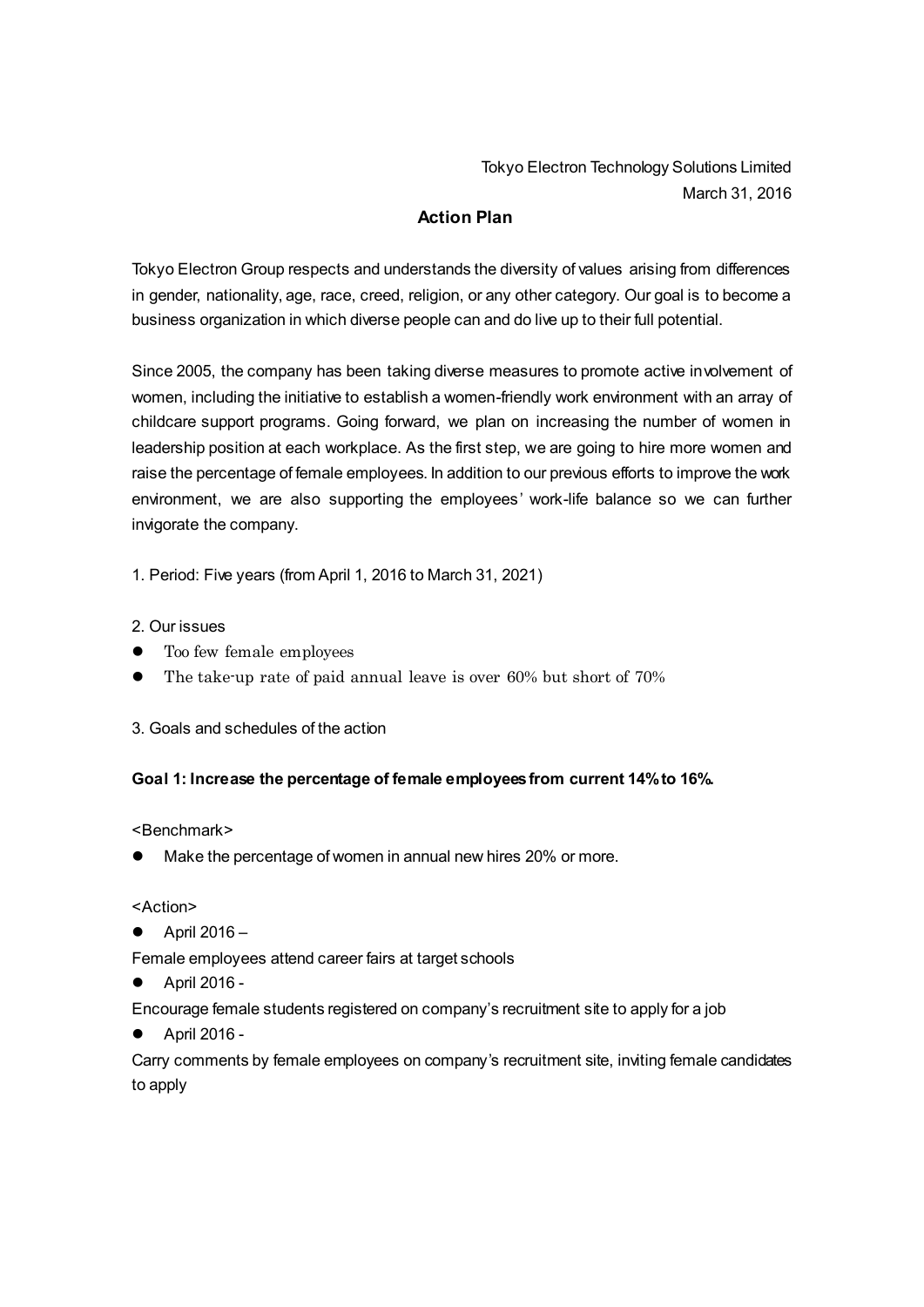Tokyo Electron Technology Solutions Limited
March 31, 2016

# Action Plan

Tokyo Electron Group respects and understands the diversity of values arising from differences in gender, nationality, age, race, creed, religion, or any other category. Our goal is to become a business organization in which diverse people can and do live up to their full potential.

Since 2005, the company has been taking diverse measures to promote active involvement of women, including the initiative to establish a women-friendly work environment with an array of childcare support programs. Going forward, we plan on increasing the number of women in leadership position at each workplace. As the first step, we are going to hire more women and raise the percentage of female employees. In addition to our previous efforts to improve the work environment, we are also supporting the employees' work-life balance so we can further invigorate the company.

1. Period: Five years (from April 1, 2016 to March 31, 2021)

2. Our issues

- Too few female employees
- The take-up rate of paid annual leave is over 60% but short of 70%

3. Goals and schedules of the action

**Goal 1: Increase the percentage of female employees from current 14% to 16%.**

<Benchmark>

- Make the percentage of women in annual new hires 20% or more.

<Action>

- April 2016 –

Female employees attend career fairs at target schools

- April 2016 -

Encourage female students registered on company's recruitment site to apply for a job

- April 2016 -

Carry comments by female employees on company's recruitment site, inviting female candidates to apply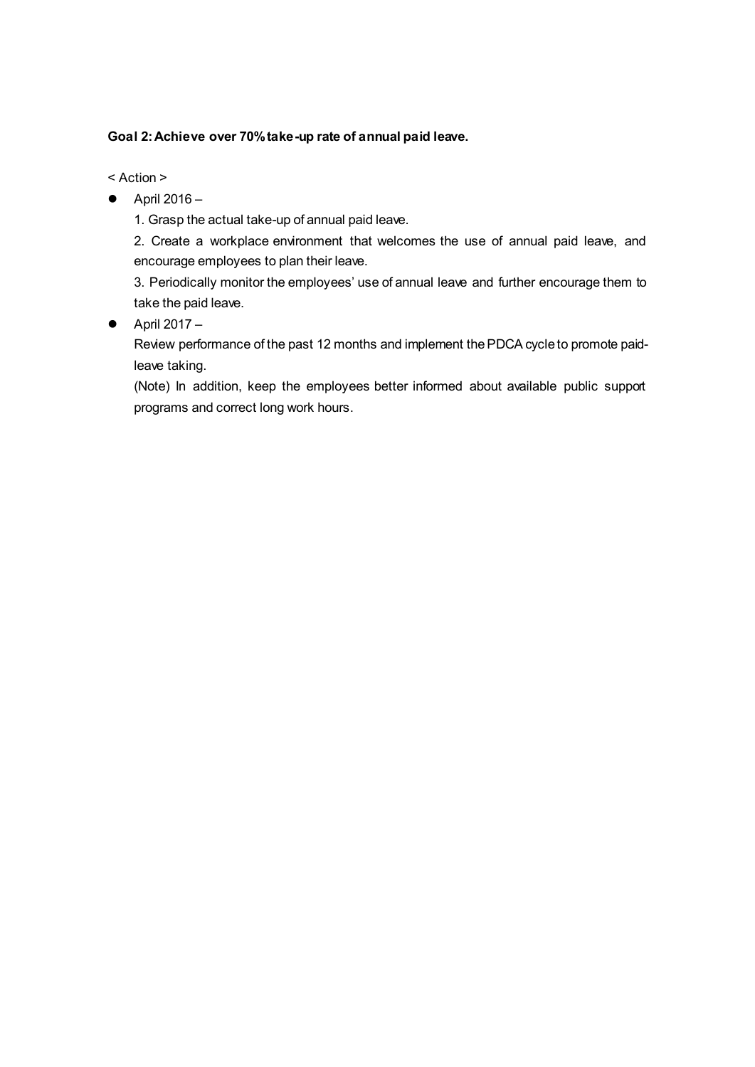**Goal 2: Achieve over 70% take-up rate of annual paid leave.**

< Action >

- April 2016 –

  1. Grasp the actual take-up of annual paid leave.

  2. Create a workplace environment that welcomes the use of annual paid leave, and encourage employees to plan their leave.

  3. Periodically monitor the employees' use of annual leave and further encourage them to take the paid leave.

- April 2017 –

  Review performance of the past 12 months and implement the PDCA cycle to promote paid-leave taking.

  (Note) In addition, keep the employees better informed about available public support programs and correct long work hours.